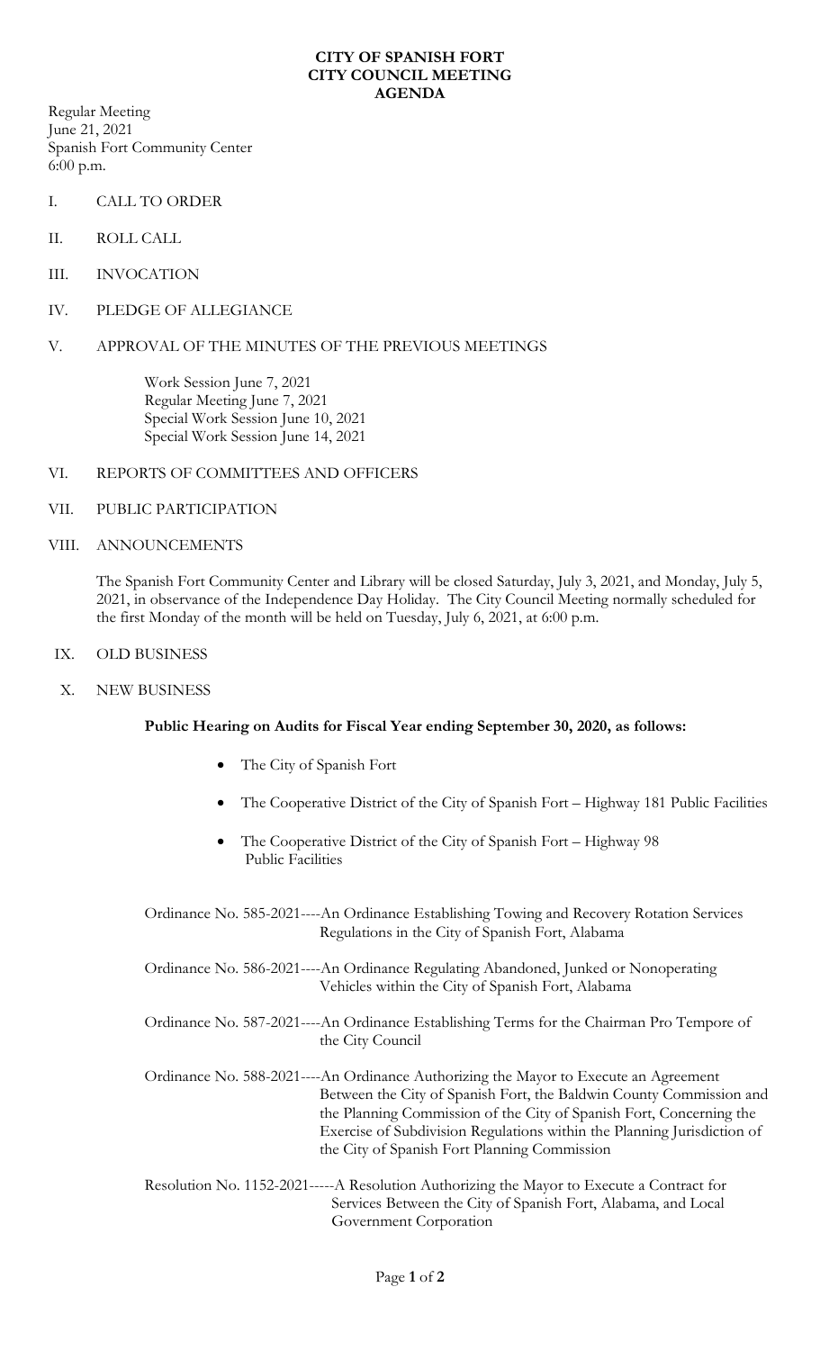# CITY OF SPANISH FORT
## CITY COUNCIL MEETING
### AGENDA

Regular Meeting
June 21, 2021
Spanish Fort Community Center
6:00 p.m.

I. CALL TO ORDER

II. ROLL CALL

III. INVOCATION

IV. PLEDGE OF ALLEGIANCE

V. APPROVAL OF THE MINUTES OF THE PREVIOUS MEETINGS

Work Session June 7, 2021
Regular Meeting June 7, 2021
Special Work Session June 10, 2021
Special Work Session June 14, 2021

VI. REPORTS OF COMMITTEES AND OFFICERS

VII. PUBLIC PARTICIPATION

VIII. ANNOUNCEMENTS

The Spanish Fort Community Center and Library will be closed Saturday, July 3, 2021, and Monday, July 5, 2021, in observance of the Independence Day Holiday. The City Council Meeting normally scheduled for the first Monday of the month will be held on Tuesday, July 6, 2021, at 6:00 p.m.

IX. OLD BUSINESS

X. NEW BUSINESS

**Public Hearing on Audits for Fiscal Year ending September 30, 2020, as follows:**

- The City of Spanish Fort
- The Cooperative District of the City of Spanish Fort – Highway 181 Public Facilities
- The Cooperative District of the City of Spanish Fort – Highway 98 Public Facilities

Ordinance No. 585-2021----An Ordinance Establishing Towing and Recovery Rotation Services Regulations in the City of Spanish Fort, Alabama

Ordinance No. 586-2021----An Ordinance Regulating Abandoned, Junked or Nonoperating Vehicles within the City of Spanish Fort, Alabama

Ordinance No. 587-2021----An Ordinance Establishing Terms for the Chairman Pro Tempore of the City Council

Ordinance No. 588-2021----An Ordinance Authorizing the Mayor to Execute an Agreement Between the City of Spanish Fort, the Baldwin County Commission and the Planning Commission of the City of Spanish Fort, Concerning the Exercise of Subdivision Regulations within the Planning Jurisdiction of the City of Spanish Fort Planning Commission

Resolution No. 1152-2021-----A Resolution Authorizing the Mayor to Execute a Contract for Services Between the City of Spanish Fort, Alabama, and Local Government Corporation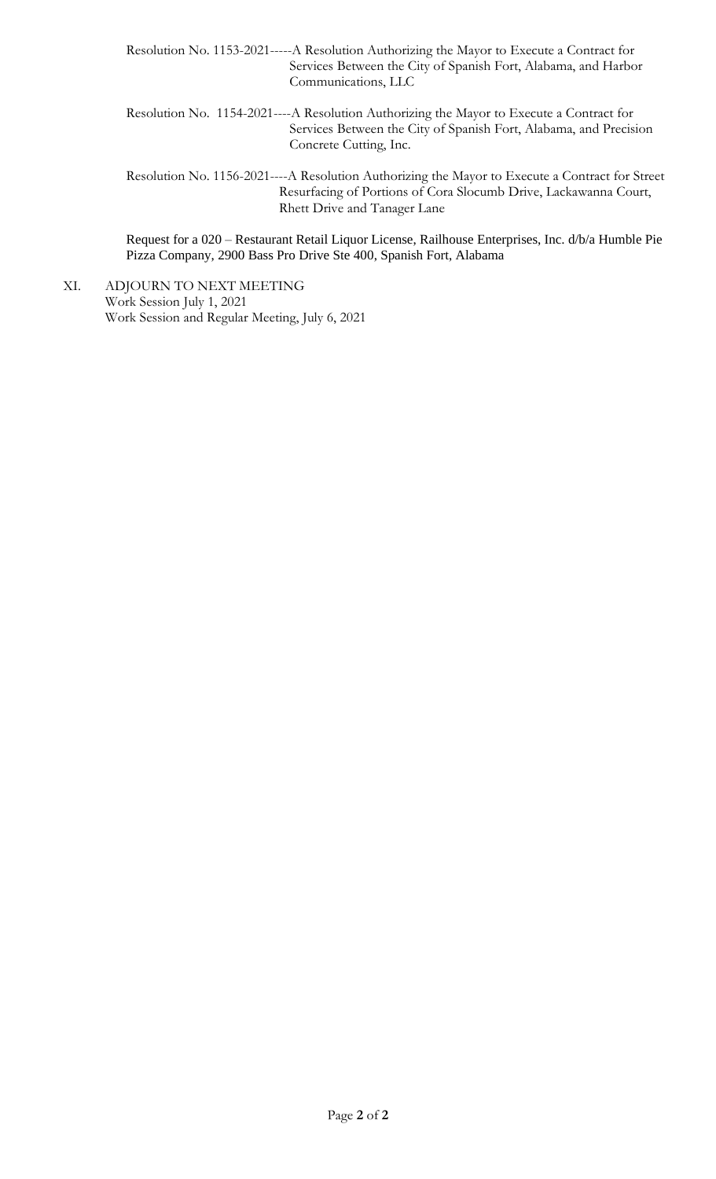Resolution No. 1153-2021-----A Resolution Authorizing the Mayor to Execute a Contract for Services Between the City of Spanish Fort, Alabama, and Harbor Communications, LLC

Resolution No. 1154-2021----A Resolution Authorizing the Mayor to Execute a Contract for Services Between the City of Spanish Fort, Alabama, and Precision Concrete Cutting, Inc.

Resolution No. 1156-2021----A Resolution Authorizing the Mayor to Execute a Contract for Street Resurfacing of Portions of Cora Slocumb Drive, Lackawanna Court, Rhett Drive and Tanager Lane

Request for a 020 – Restaurant Retail Liquor License, Railhouse Enterprises, Inc. d/b/a Humble Pie Pizza Company, 2900 Bass Pro Drive Ste 400, Spanish Fort, Alabama

XI. ADJOURN TO NEXT MEETING
Work Session July 1, 2021
Work Session and Regular Meeting, July 6, 2021